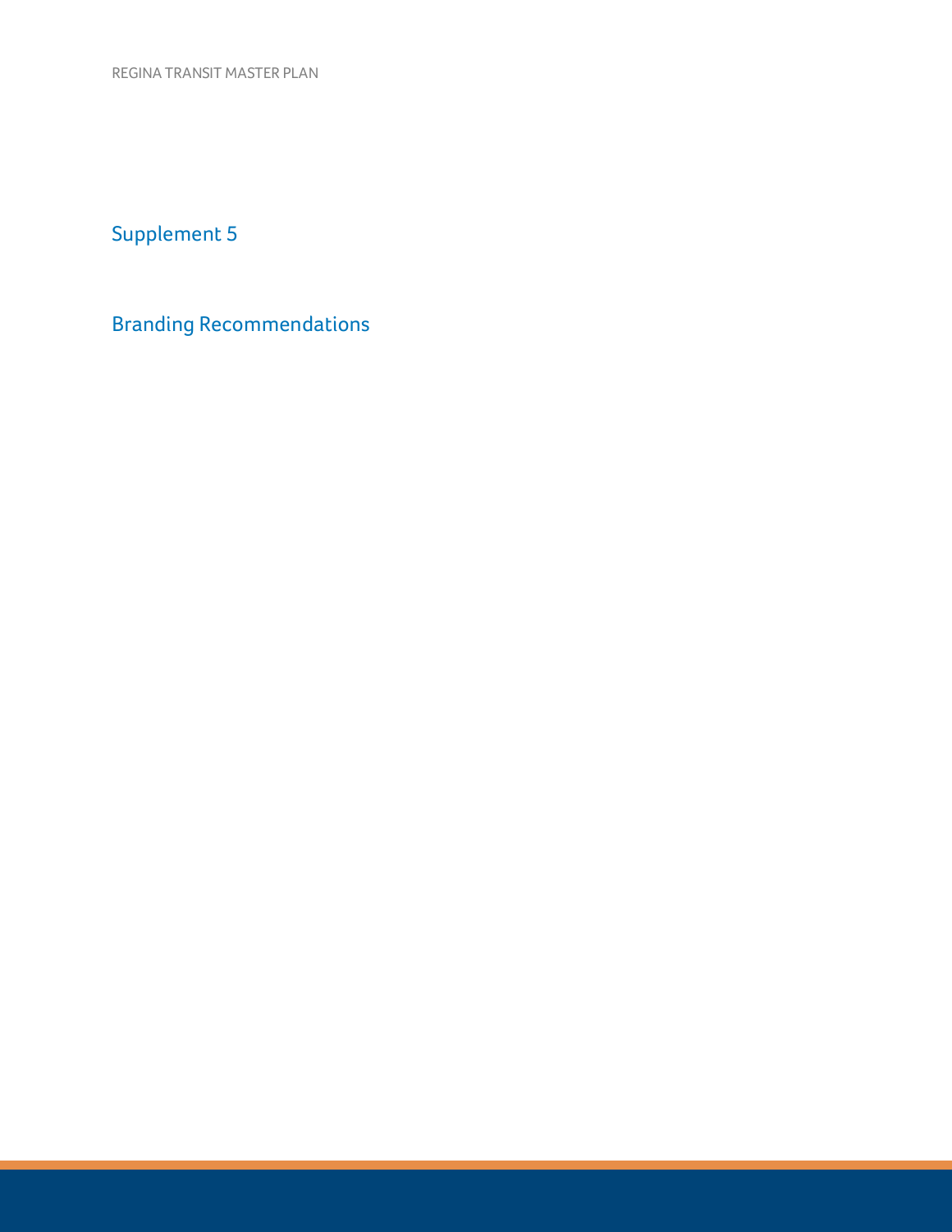# Supplement 5

# Branding Recommendations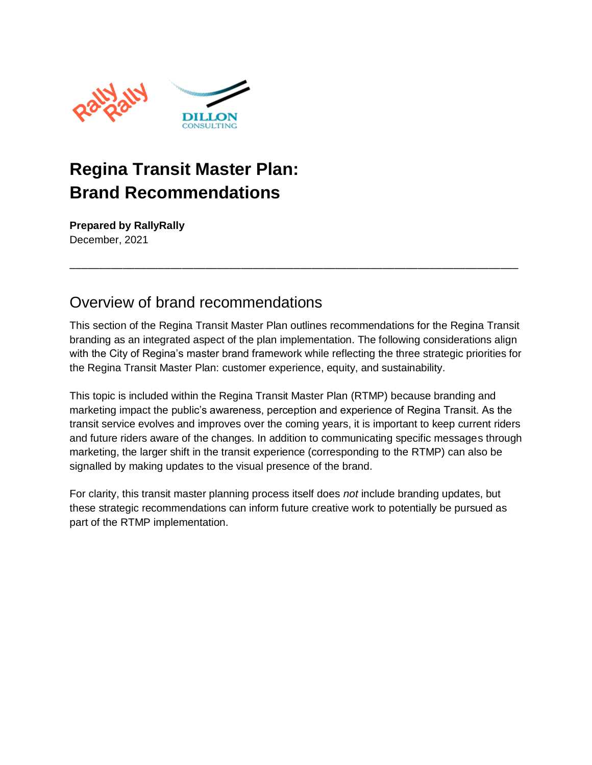# Regina Transit Master Plan: Brand Recommendations

**Prepared by RallyRally**
December, 2021

---

## Overview of brand recommendations

This section of the Regina Transit Master Plan outlines recommendations for the Regina Transit branding as an integrated aspect of the plan implementation. The following considerations align with the City of Regina's master brand framework while reflecting the three strategic priorities for the Regina Transit Master Plan: customer experience, equity, and sustainability.

This topic is included within the Regina Transit Master Plan (RTMP) because branding and marketing impact the public's awareness, perception and experience of Regina Transit. As the transit service evolves and improves over the coming years, it is important to keep current riders and future riders aware of the changes. In addition to communicating specific messages through marketing, the larger shift in the transit experience (corresponding to the RTMP) can also be signalled by making updates to the visual presence of the brand.

For clarity, this transit master planning process itself does *not* include branding updates, but these strategic recommendations can inform future creative work to potentially be pursued as part of the RTMP implementation.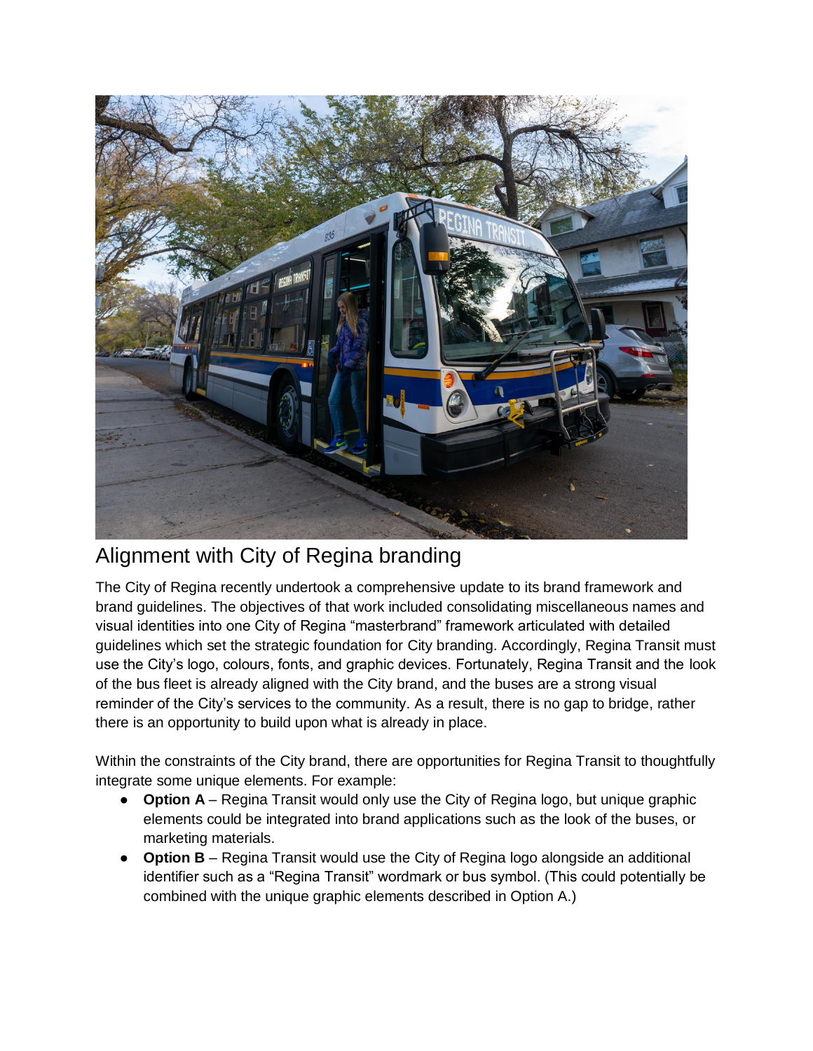## Alignment with City of Regina branding

The City of Regina recently undertook a comprehensive update to its brand framework and brand guidelines. The objectives of that work included consolidating miscellaneous names and visual identities into one City of Regina "masterbrand" framework articulated with detailed guidelines which set the strategic foundation for City branding. Accordingly, Regina Transit must use the City's logo, colours, fonts, and graphic devices. Fortunately, Regina Transit and the look of the bus fleet is already aligned with the City brand, and the buses are a strong visual reminder of the City's services to the community. As a result, there is no gap to bridge, rather there is an opportunity to build upon what is already in place.

Within the constraints of the City brand, there are opportunities for Regina Transit to thoughtfully integrate some unique elements. For example:

- **Option A** – Regina Transit would only use the City of Regina logo, but unique graphic elements could be integrated into brand applications such as the look of the buses, or marketing materials.
- **Option B** – Regina Transit would use the City of Regina logo alongside an additional identifier such as a "Regina Transit" wordmark or bus symbol. (This could potentially be combined with the unique graphic elements described in Option A.)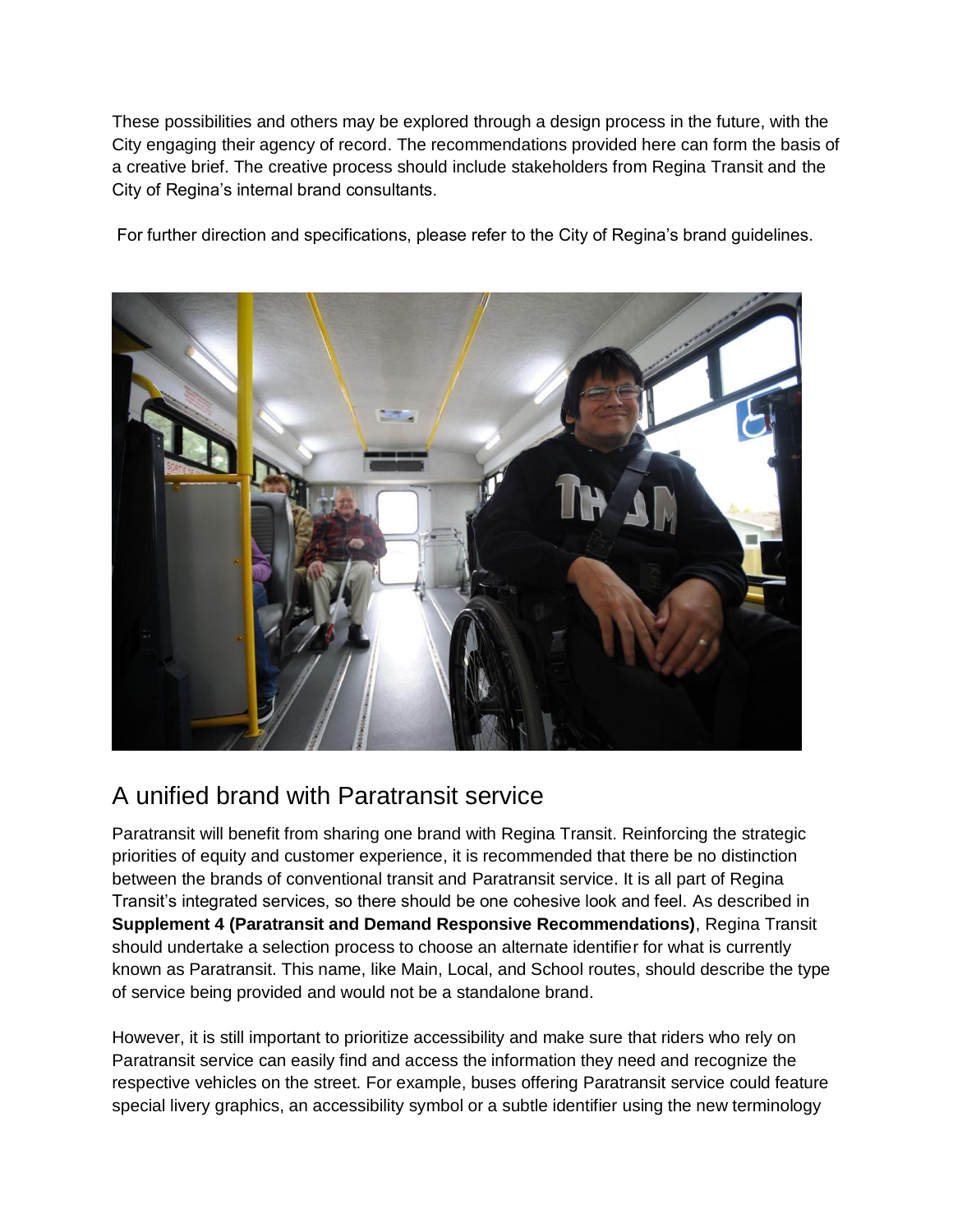These possibilities and others may be explored through a design process in the future, with the City engaging their agency of record. The recommendations provided here can form the basis of a creative brief. The creative process should include stakeholders from Regina Transit and the City of Regina's internal brand consultants.

For further direction and specifications, please refer to the City of Regina's brand guidelines.

## A unified brand with Paratransit service

Paratransit will benefit from sharing one brand with Regina Transit. Reinforcing the strategic priorities of equity and customer experience, it is recommended that there be no distinction between the brands of conventional transit and Paratransit service. It is all part of Regina Transit's integrated services, so there should be one cohesive look and feel. As described in **Supplement 4 (Paratransit and Demand Responsive Recommendations)**, Regina Transit should undertake a selection process to choose an alternate identifier for what is currently known as Paratransit. This name, like Main, Local, and School routes, should describe the type of service being provided and would not be a standalone brand.

However, it is still important to prioritize accessibility and make sure that riders who rely on Paratransit service can easily find and access the information they need and recognize the respective vehicles on the street. For example, buses offering Paratransit service could feature special livery graphics, an accessibility symbol or a subtle identifier using the new terminology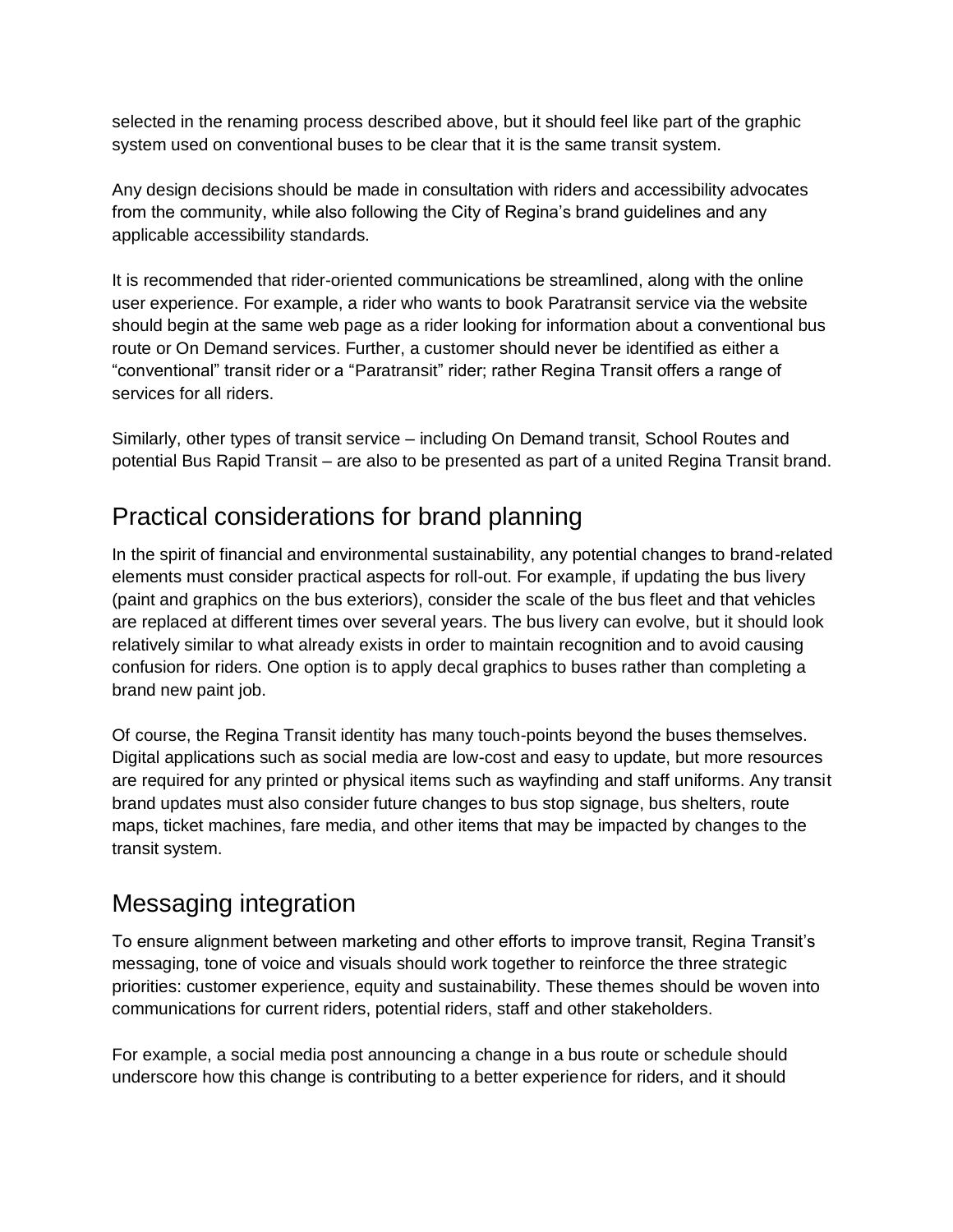selected in the renaming process described above, but it should feel like part of the graphic system used on conventional buses to be clear that it is the same transit system.

Any design decisions should be made in consultation with riders and accessibility advocates from the community, while also following the City of Regina's brand guidelines and any applicable accessibility standards.

It is recommended that rider-oriented communications be streamlined, along with the online user experience. For example, a rider who wants to book Paratransit service via the website should begin at the same web page as a rider looking for information about a conventional bus route or On Demand services. Further, a customer should never be identified as either a "conventional" transit rider or a "Paratransit" rider; rather Regina Transit offers a range of services for all riders.

Similarly, other types of transit service – including On Demand transit, School Routes and potential Bus Rapid Transit – are also to be presented as part of a united Regina Transit brand.

## Practical considerations for brand planning

In the spirit of financial and environmental sustainability, any potential changes to brand-related elements must consider practical aspects for roll-out. For example, if updating the bus livery (paint and graphics on the bus exteriors), consider the scale of the bus fleet and that vehicles are replaced at different times over several years. The bus livery can evolve, but it should look relatively similar to what already exists in order to maintain recognition and to avoid causing confusion for riders. One option is to apply decal graphics to buses rather than completing a brand new paint job.

Of course, the Regina Transit identity has many touch-points beyond the buses themselves. Digital applications such as social media are low-cost and easy to update, but more resources are required for any printed or physical items such as wayfinding and staff uniforms. Any transit brand updates must also consider future changes to bus stop signage, bus shelters, route maps, ticket machines, fare media, and other items that may be impacted by changes to the transit system.

## Messaging integration

To ensure alignment between marketing and other efforts to improve transit, Regina Transit's messaging, tone of voice and visuals should work together to reinforce the three strategic priorities: customer experience, equity and sustainability. These themes should be woven into communications for current riders, potential riders, staff and other stakeholders.

For example, a social media post announcing a change in a bus route or schedule should underscore how this change is contributing to a better experience for riders, and it should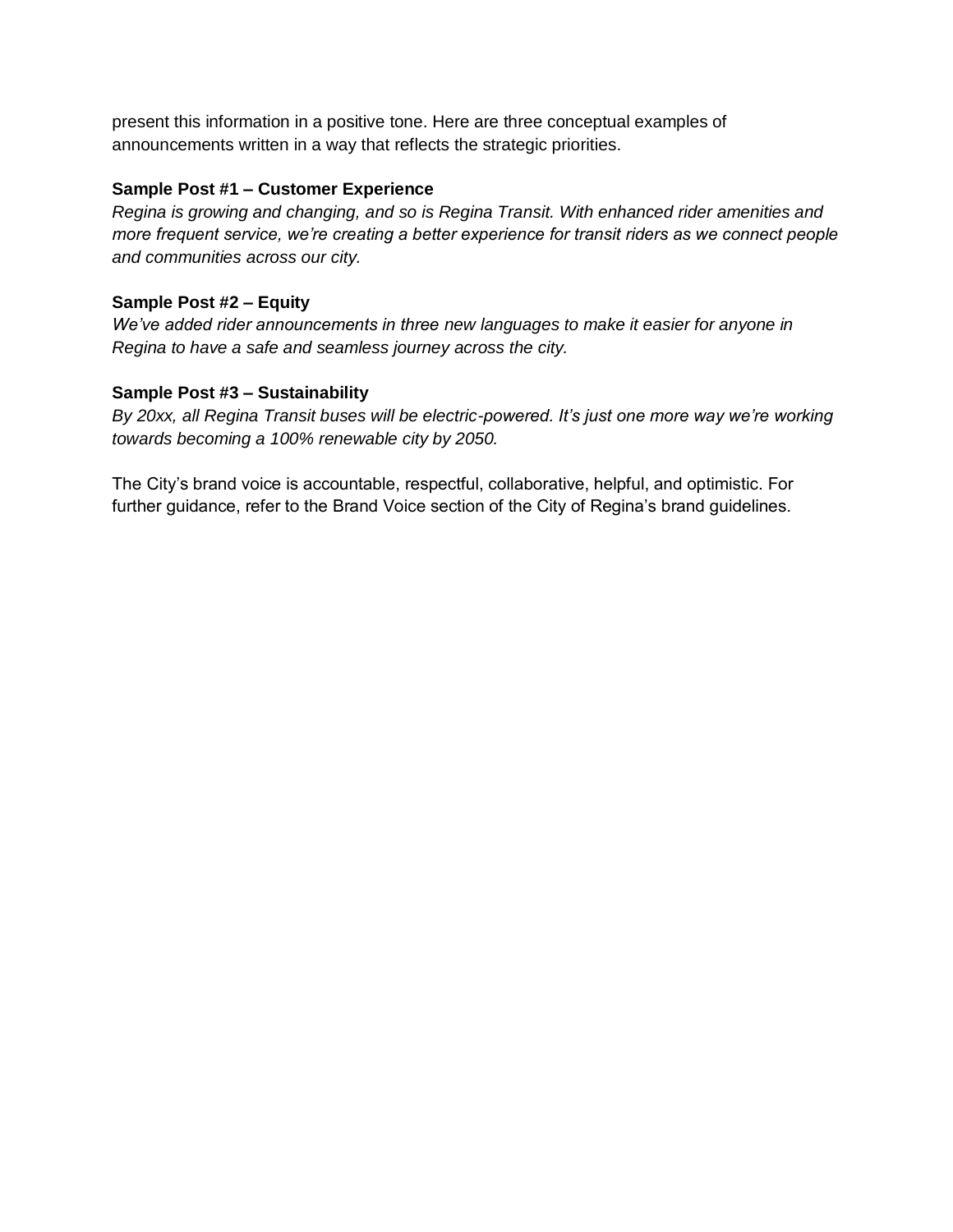present this information in a positive tone. Here are three conceptual examples of announcements written in a way that reflects the strategic priorities.

**Sample Post #1 – Customer Experience**
*Regina is growing and changing, and so is Regina Transit. With enhanced rider amenities and more frequent service, we're creating a better experience for transit riders as we connect people and communities across our city.*

**Sample Post #2 – Equity**
*We've added rider announcements in three new languages to make it easier for anyone in Regina to have a safe and seamless journey across the city.*

**Sample Post #3 – Sustainability**
*By 20xx, all Regina Transit buses will be electric-powered. It's just one more way we're working towards becoming a 100% renewable city by 2050.*

The City's brand voice is accountable, respectful, collaborative, helpful, and optimistic. For further guidance, refer to the Brand Voice section of the City of Regina's brand guidelines.